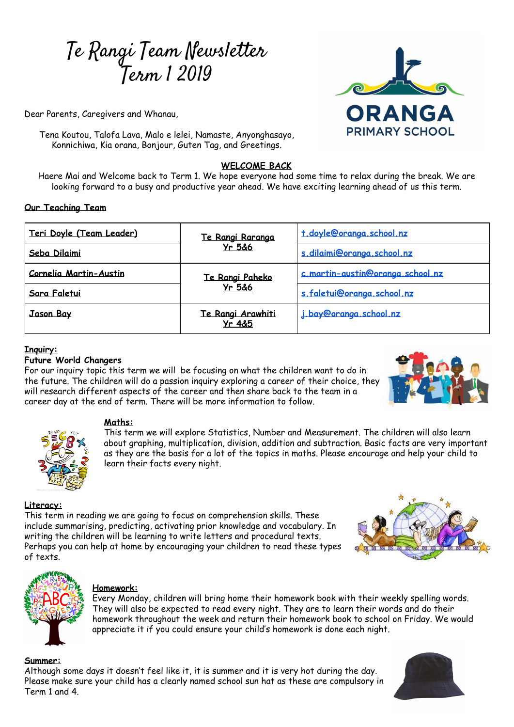# Te Rangi Team Newsletter Term 1 2019

Dear Parents, Caregivers and Whanau,

Tena Koutou, Talofa Lava, Malo e lelei, Namaste, Anyonghasayo, Konnichiwa, Kia orana, Bonjour, Guten Tag, and Greetings.

**WELCOME BACK**

Haere Mai and Welcome back to Term 1. We hope everyone had some time to relax during the break. We are looking forward to a busy and productive year ahead. We have exciting learning ahead of us this term.

**Our Teaching Team**

| Teri Doyle (Team Leader) | Te Rangi Raranga Yr 5&6 | t.doyle@oranga.school.nz |
|---|---|---|
| Seba Dilaimi | | s.dilaimi@oranga.school.nz |
| Cornelia Martin-Austin | Te Rangi Paheko Yr 5&6 | c.martin-austin@oranga.school.nz |
| Sara Faletui | | s.faletui@oranga.school.nz |
| Jason Bay | Te Rangi Arawhiti Yr 4&5 | j.bay@oranga.school.nz |

**Inquiry:**

**Future World Changers**

For our inquiry topic this term we will be focusing on what the children want to do in the future. The children will do a passion inquiry exploring a career of their choice, they will research different aspects of the career and then share back to the team in a career day at the end of term. There will be more information to follow.

**Maths:**

This term we will explore Statistics, Number and Measurement. The children will also learn about graphing, multiplication, division, addition and subtraction. Basic facts are very important as they are the basis for a lot of the topics in maths. Please encourage and help your child to learn their facts every night.

**Literacy:**

This term in reading we are going to focus on comprehension skills. These include summarising, predicting, activating prior knowledge and vocabulary. In writing the children will be learning to write letters and procedural texts. Perhaps you can help at home by encouraging your children to read these types of texts.

**Homework:**

Every Monday, children will bring home their homework book with their weekly spelling words. They will also be expected to read every night. They are to learn their words and do their homework throughout the week and return their homework book to school on Friday. We would appreciate it if you could ensure your child's homework is done each night.

**Summer:**

Although some days it doesn't feel like it, it is summer and it is very hot during the day. Please make sure your child has a clearly named school sun hat as these are compulsory in Term 1 and 4.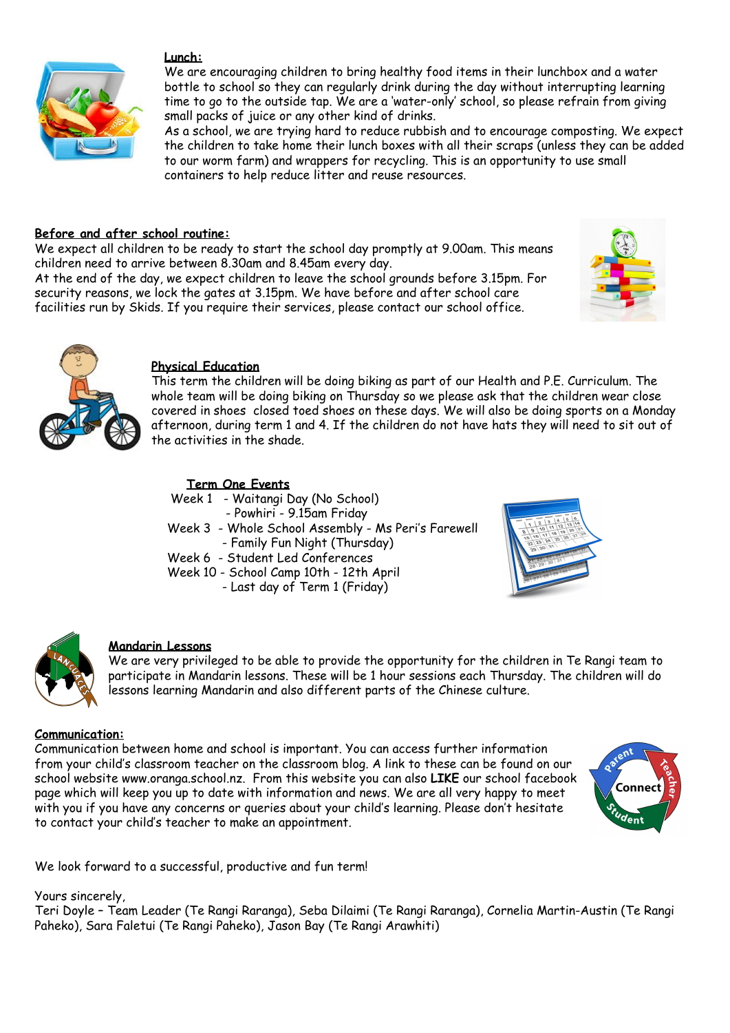**Lunch:**

We are encouraging children to bring healthy food items in their lunchbox and a water bottle to school so they can regularly drink during the day without interrupting learning time to go to the outside tap. We are a 'water-only' school, so please refrain from giving small packs of juice or any other kind of drinks.

As a school, we are trying hard to reduce rubbish and to encourage composting. We expect the children to take home their lunch boxes with all their scraps (unless they can be added to our worm farm) and wrappers for recycling. This is an opportunity to use small containers to help reduce litter and reuse resources.

**Before and after school routine:**

We expect all children to be ready to start the school day promptly at 9.00am. This means children need to arrive between 8.30am and 8.45am every day.

At the end of the day, we expect children to leave the school grounds before 3.15pm. For security reasons, we lock the gates at 3.15pm. We have before and after school care facilities run by Skids. If you require their services, please contact our school office.

**Physical Education**

This term the children will be doing biking as part of our Health and P.E. Curriculum. The whole team will be doing biking on Thursday so we please ask that the children wear close covered in shoes closed toed shoes on these days. We will also be doing sports on a Monday afternoon, during term 1 and 4. If the children do not have hats they will need to sit out of the activities in the shade.

**Term One Events**

Week 1 - Waitangi Day (No School)
- Powhiri - 9.15am Friday

Week 3 - Whole School Assembly - Ms Peri's Farewell
- Family Fun Night (Thursday)

Week 6 - Student Led Conferences

Week 10 - School Camp 10th - 12th April
- Last day of Term 1 (Friday)

**Mandarin Lessons**

We are very privileged to be able to provide the opportunity for the children in Te Rangi team to participate in Mandarin lessons. These will be 1 hour sessions each Thursday. The children will do lessons learning Mandarin and also different parts of the Chinese culture.

**Communication:**

Communication between home and school is important. You can access further information from your child's classroom teacher on the classroom blog. A link to these can be found on our school website www.oranga.school.nz. From this website you can also **LIKE** our school facebook page which will keep you up to date with information and news. We are all very happy to meet with you if you have any concerns or queries about your child's learning. Please don't hesitate to contact your child's teacher to make an appointment.

We look forward to a successful, productive and fun term!

Yours sincerely,

Teri Doyle – Team Leader (Te Rangi Raranga), Seba Dilaimi (Te Rangi Raranga), Cornelia Martin-Austin (Te Rangi Paheko), Sara Faletui (Te Rangi Paheko), Jason Bay (Te Rangi Arawhiti)